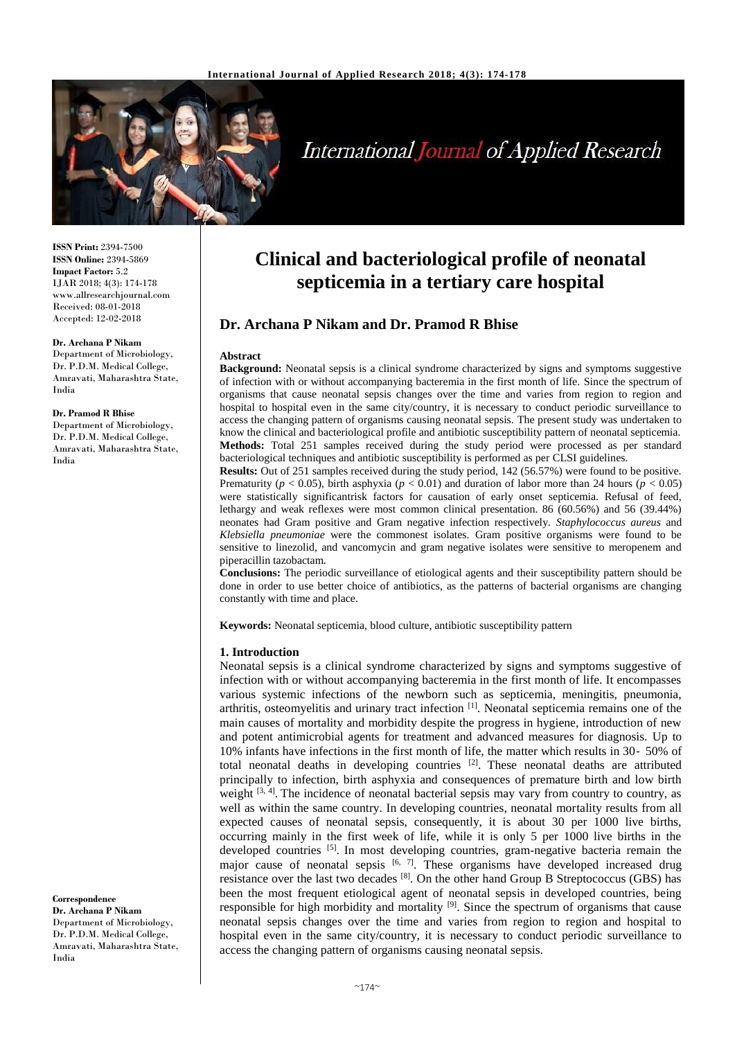# Clinical and bacteriological profile of neonatal septicemia in a tertiary care hospital

## Dr. Archana P Nikam and Dr. Pramod R Bhise

**ISSN Print:** 2394-7500
**ISSN Online:** 2394-5869
**Impact Factor:** 5.2
IJAR 2018; 4(3): 174-178
www.allresearchjournal.com
Received: 08-01-2018
Accepted: 12-02-2018

**Dr. Archana P Nikam**
Department of Microbiology, Dr. P.D.M. Medical College, Amravati, Maharashtra State, India

**Dr. Pramod R Bhise**
Department of Microbiology, Dr. P.D.M. Medical College, Amravati, Maharashtra State, India

**Correspondence**
**Dr. Archana P Nikam**
Department of Microbiology, Dr. P.D.M. Medical College, Amravati, Maharashtra State, India

### Abstract

**Background:** Neonatal sepsis is a clinical syndrome characterized by signs and symptoms suggestive of infection with or without accompanying bacteremia in the first month of life. Since the spectrum of organisms that cause neonatal sepsis changes over the time and varies from region to region and hospital to hospital even in the same city/country, it is necessary to conduct periodic surveillance to access the changing pattern of organisms causing neonatal sepsis. The present study was undertaken to know the clinical and bacteriological profile and antibiotic susceptibility pattern of neonatal septicemia.

**Methods:** Total 251 samples received during the study period were processed as per standard bacteriological techniques and antibiotic susceptibility is performed as per CLSI guidelines.

**Results:** Out of 251 samples received during the study period, 142 (56.57%) were found to be positive. Prematurity ($p < 0.05$), birth asphyxia ($p < 0.01$) and duration of labor more than 24 hours ($p < 0.05$) were statistically significantrisk factors for causation of early onset septicemia. Refusal of feed, lethargy and weak reflexes were most common clinical presentation. 86 (60.56%) and 56 (39.44%) neonates had Gram positive and Gram negative infection respectively. *Staphylococcus aureus* and *Klebsiella pneumoniae* were the commonest isolates. Gram positive organisms were found to be sensitive to linezolid, and vancomycin and gram negative isolates were sensitive to meropenem and piperacillin tazobactam.

**Conclusions:** The periodic surveillance of etiological agents and their susceptibility pattern should be done in order to use better choice of antibiotics, as the patterns of bacterial organisms are changing constantly with time and place.

**Keywords:** Neonatal septicemia, blood culture, antibiotic susceptibility pattern

### 1. Introduction

Neonatal sepsis is a clinical syndrome characterized by signs and symptoms suggestive of infection with or without accompanying bacteremia in the first month of life. It encompasses various systemic infections of the newborn such as septicemia, meningitis, pneumonia, arthritis, osteomyelitis and urinary tract infection [1]. Neonatal septicemia remains one of the main causes of mortality and morbidity despite the progress in hygiene, introduction of new and potent antimicrobial agents for treatment and advanced measures for diagnosis. Up to 10% infants have infections in the first month of life, the matter which results in 30- 50% of total neonatal deaths in developing countries [2]. These neonatal deaths are attributed principally to infection, birth asphyxia and consequences of premature birth and low birth weight [3, 4]. The incidence of neonatal bacterial sepsis may vary from country to country, as well as within the same country. In developing countries, neonatal mortality results from all expected causes of neonatal sepsis, consequently, it is about 30 per 1000 live births, occurring mainly in the first week of life, while it is only 5 per 1000 live births in the developed countries [5]. In most developing countries, gram-negative bacteria remain the major cause of neonatal sepsis [6, 7]. These organisms have developed increased drug resistance over the last two decades [8]. On the other hand Group B Streptococcus (GBS) has been the most frequent etiological agent of neonatal sepsis in developed countries, being responsible for high morbidity and mortality [9]. Since the spectrum of organisms that cause neonatal sepsis changes over the time and varies from region to region and hospital to hospital even in the same city/country, it is necessary to conduct periodic surveillance to access the changing pattern of organisms causing neonatal sepsis.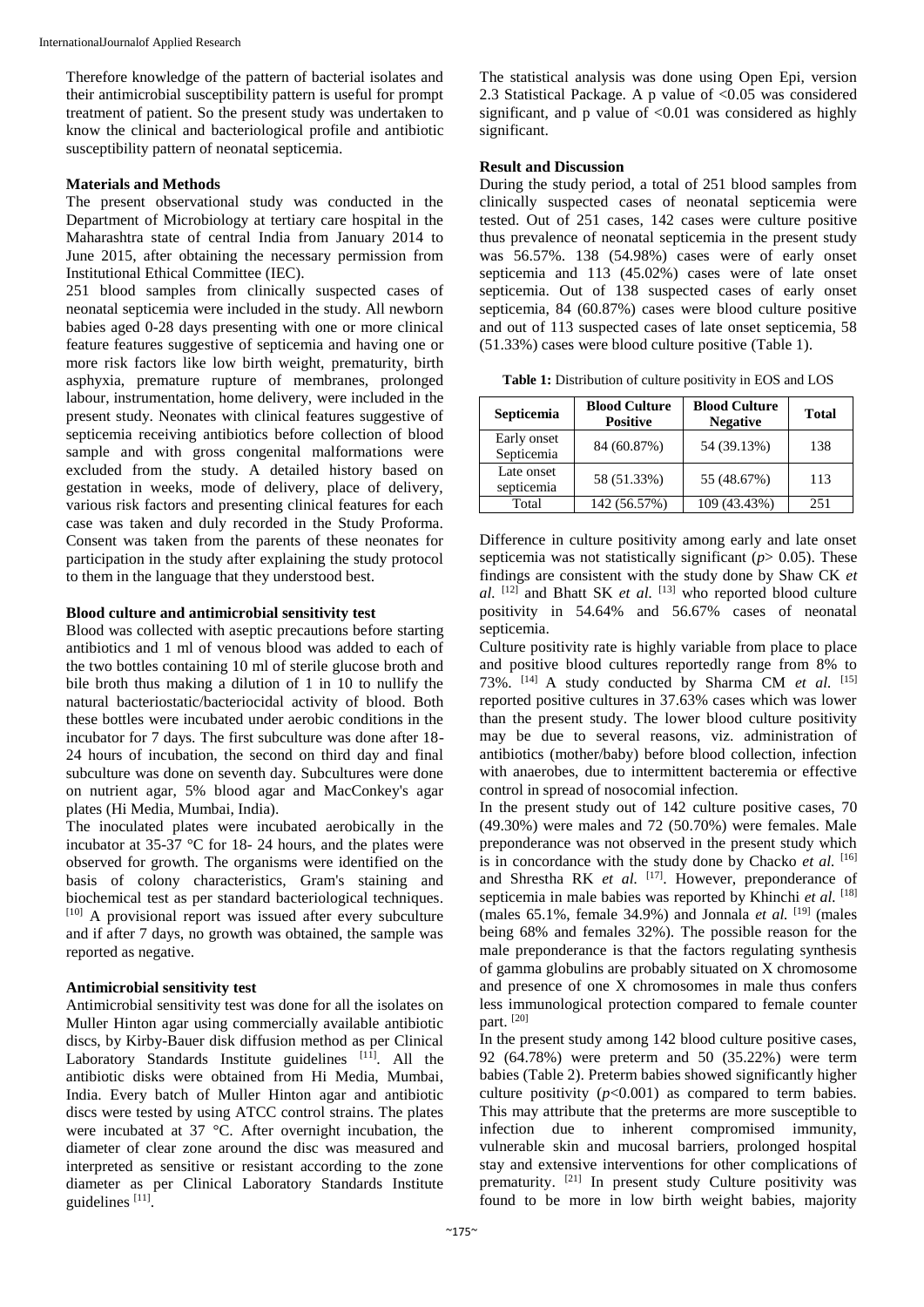Therefore knowledge of the pattern of bacterial isolates and their antimicrobial susceptibility pattern is useful for prompt treatment of patient. So the present study was undertaken to know the clinical and bacteriological profile and antibiotic susceptibility pattern of neonatal septicemia.

**Materials and Methods**

The present observational study was conducted in the Department of Microbiology at tertiary care hospital in the Maharashtra state of central India from January 2014 to June 2015, after obtaining the necessary permission from Institutional Ethical Committee (IEC).

251 blood samples from clinically suspected cases of neonatal septicemia were included in the study. All newborn babies aged 0-28 days presenting with one or more clinical feature features suggestive of septicemia and having one or more risk factors like low birth weight, prematurity, birth asphyxia, premature rupture of membranes, prolonged labour, instrumentation, home delivery, were included in the present study. Neonates with clinical features suggestive of septicemia receiving antibiotics before collection of blood sample and with gross congenital malformations were excluded from the study. A detailed history based on gestation in weeks, mode of delivery, place of delivery, various risk factors and presenting clinical features for each case was taken and duly recorded in the Study Proforma. Consent was taken from the parents of these neonates for participation in the study after explaining the study protocol to them in the language that they understood best.

**Blood culture and antimicrobial sensitivity test**

Blood was collected with aseptic precautions before starting antibiotics and 1 ml of venous blood was added to each of the two bottles containing 10 ml of sterile glucose broth and bile broth thus making a dilution of 1 in 10 to nullify the natural bacteriostatic/bacteriocidal activity of blood. Both these bottles were incubated under aerobic conditions in the incubator for 7 days. The first subculture was done after 18-24 hours of incubation, the second on third day and final subculture was done on seventh day. Subcultures were done on nutrient agar, 5% blood agar and MacConkey's agar plates (Hi Media, Mumbai, India).

The inoculated plates were incubated aerobically in the incubator at 35-37 °C for 18- 24 hours, and the plates were observed for growth. The organisms were identified on the basis of colony characteristics, Gram's staining and biochemical test as per standard bacteriological techniques. [10] A provisional report was issued after every subculture and if after 7 days, no growth was obtained, the sample was reported as negative.

**Antimicrobial sensitivity test**

Antimicrobial sensitivity test was done for all the isolates on Muller Hinton agar using commercially available antibiotic discs, by Kirby-Bauer disk diffusion method as per Clinical Laboratory Standards Institute guidelines [11]. All the antibiotic disks were obtained from Hi Media, Mumbai, India. Every batch of Muller Hinton agar and antibiotic discs were tested by using ATCC control strains. The plates were incubated at 37 °C. After overnight incubation, the diameter of clear zone around the disc was measured and interpreted as sensitive or resistant according to the zone diameter as per Clinical Laboratory Standards Institute guidelines [11].

The statistical analysis was done using Open Epi, version 2.3 Statistical Package. A p value of <0.05 was considered significant, and p value of <0.01 was considered as highly significant.

**Result and Discussion**

During the study period, a total of 251 blood samples from clinically suspected cases of neonatal septicemia were tested. Out of 251 cases, 142 cases were culture positive thus prevalence of neonatal septicemia in the present study was 56.57%. 138 (54.98%) cases were of early onset septicemia and 113 (45.02%) cases were of late onset septicemia. Out of 138 suspected cases of early onset septicemia, 84 (60.87%) cases were blood culture positive and out of 113 suspected cases of late onset septicemia, 58 (51.33%) cases were blood culture positive (Table 1).

**Table 1:** Distribution of culture positivity in EOS and LOS

| Septicemia | Blood Culture Positive | Blood Culture Negative | Total |
|---|---|---|---|
| Early onset Septicemia | 84 (60.87%) | 54 (39.13%) | 138 |
| Late onset septicemia | 58 (51.33%) | 55 (48.67%) | 113 |
| Total | 142 (56.57%) | 109 (43.43%) | 251 |

Difference in culture positivity among early and late onset septicemia was not statistically significant ($p > 0.05$). These findings are consistent with the study done by Shaw CK *et al.* [12] and Bhatt SK *et al.* [13] who reported blood culture positivity in 54.64% and 56.67% cases of neonatal septicemia.

Culture positivity rate is highly variable from place to place and positive blood cultures reportedly range from 8% to 73%. [14] A study conducted by Sharma CM *et al.* [15] reported positive cultures in 37.63% cases which was lower than the present study. The lower blood culture positivity may be due to several reasons, viz. administration of antibiotics (mother/baby) before blood collection, infection with anaerobes, due to intermittent bacteremia or effective control in spread of nosocomial infection.

In the present study out of 142 culture positive cases, 70 (49.30%) were males and 72 (50.70%) were females. Male preponderance was not observed in the present study which is in concordance with the study done by Chacko *et al.* [16] and Shrestha RK *et al.* [17]. However, preponderance of septicemia in male babies was reported by Khinchi *et al.* [18] (males 65.1%, female 34.9%) and Jonnala *et al.* [19] (males being 68% and females 32%). The possible reason for the male preponderance is that the factors regulating synthesis of gamma globulins are probably situated on X chromosome and presence of one X chromosomes in male thus confers less immunological protection compared to female counter part. [20]

In the present study among 142 blood culture positive cases, 92 (64.78%) were preterm and 50 (35.22%) were term babies (Table 2). Preterm babies showed significantly higher culture positivity ($p<0.001$) as compared to term babies. This may attribute that the preterms are more susceptible to infection due to inherent compromised immunity, vulnerable skin and mucosal barriers, prolonged hospital stay and extensive interventions for other complications of prematurity. [21] In present study Culture positivity was found to be more in low birth weight babies, majority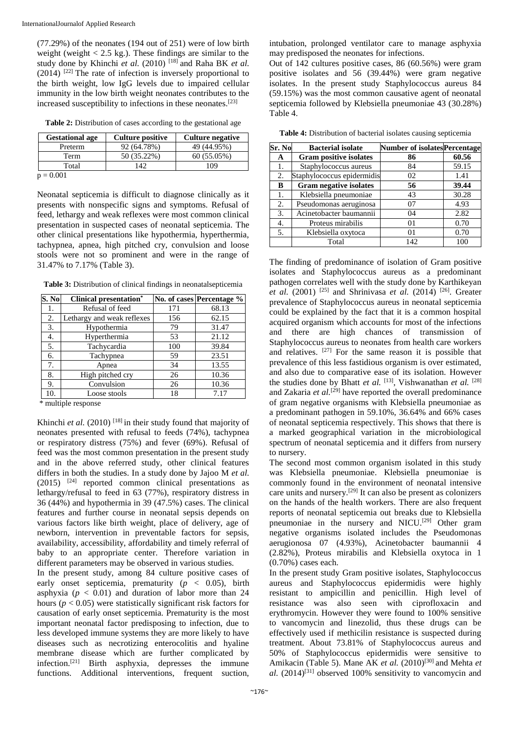(77.29%) of the neonates (194 out of 251) were of low birth weight (weight < 2.5 kg.). These findings are similar to the study done by Khinchi *et al.* (2010) [18] and Raha BK *et al.* (2014) [22] The rate of infection is inversely proportional to the birth weight, low IgG levels due to impaired cellular immunity in the low birth weight neonates contributes to the increased susceptibility to infections in these neonates.[23]

**Table 2:** Distribution of cases according to the gestational age

| Gestational age | Culture positive | Culture negative |
|---|---|---|
| Preterm | 92 (64.78%) | 49 (44.95%) |
| Term | 50 (35.22%) | 60 (55.05%) |
| Total | 142 | 109 |

p = 0.001

Neonatal septicemia is difficult to diagnose clinically as it presents with nonspecific signs and symptoms. Refusal of feed, lethargy and weak reflexes were most common clinical presentation in suspected cases of neonatal septicemia. The other clinical presentations like hypothermia, hyperthermia, tachypnea, apnea, high pitched cry, convulsion and loose stools were not so prominent and were in the range of 31.47% to 7.17% (Table 3).

**Table 3:** Distribution of clinical findings in neonatalsepticemia

| S. No | Clinical presentation* | No. of cases | Percentage % |
|---|---|---|---|
| 1. | Refusal of feed | 171 | 68.13 |
| 2. | Lethargy and weak reflexes | 156 | 62.15 |
| 3. | Hypothermia | 79 | 31.47 |
| 4. | Hyperthermia | 53 | 21.12 |
| 5. | Tachycardia | 100 | 39.84 |
| 6. | Tachypnea | 59 | 23.51 |
| 7. | Apnea | 34 | 13.55 |
| 8. | High pitched cry | 26 | 10.36 |
| 9. | Convulsion | 26 | 10.36 |
| 10. | Loose stools | 18 | 7.17 |

\* multiple response

Khinchi *et al.* (2010) [18] in their study found that majority of neonates presented with refusal to feeds (74%), tachypnea or respiratory distress (75%) and fever (69%). Refusal of feed was the most common presentation in the present study and in the above referred study, other clinical features differs in both the studies. In a study done by Jajoo M *et al.* (2015) [24] reported common clinical presentations as lethargy/refusal to feed in 63 (77%), respiratory distress in 36 (44%) and hypothermia in 39 (47.5%) cases. The clinical features and further course in neonatal sepsis depends on various factors like birth weight, place of delivery, age of newborn, intervention in preventable factors for sepsis, availability, accessibility, affordability and timely referral of baby to an appropriate center. Therefore variation in different parameters may be observed in various studies.

In the present study, among 84 culture positive cases of early onset septicemia, prematurity ($p$ < 0.05), birth asphyxia ($p$ < 0.01) and duration of labor more than 24 hours ($p$ < 0.05) were statistically significant risk factors for causation of early onset septicemia. Prematurity is the most important neonatal factor predisposing to infection, due to less developed immune systems they are more likely to have diseases such as necrotizing enterocolitis and hyaline membrane disease which are further complicated by infection.[21] Birth asphyxia, depresses the immune functions. Additional interventions, frequent suction, intubation, prolonged ventilator care to manage asphyxia may predisposed the neonates for infections.

Out of 142 cultures positive cases, 86 (60.56%) were gram positive isolates and 56 (39.44%) were gram negative isolates. In the present study Staphylococcus aureus 84 (59.15%) was the most common causative agent of neonatal septicemia followed by Klebsiella pneumoniae 43 (30.28%) Table 4.

**Table 4:** Distribution of bacterial isolates causing septicemia

| Sr. No | Bacterial isolate | Number of isolates | Percentage |
|---|---|---|---|
| **A** | **Gram positive isolates** | **86** | **60.56** |
| 1. | Staphylococcus aureus | 84 | 59.15 |
| 2. | Staphylococcus epidermidis | 02 | 1.41 |
| **B** | **Gram negative isolates** | **56** | **39.44** |
| 1. | Klebsiella pneumoniae | 43 | 30.28 |
| 2. | Pseudomonas aeruginosa | 07 | 4.93 |
| 3. | Acinetobacter baumannii | 04 | 2.82 |
| 4. | Proteus mirabilis | 01 | 0.70 |
| 5. | Klebsiella oxytoca | 01 | 0.70 |
| | Total | 142 | 100 |

The finding of predominance of isolation of Gram positive isolates and Staphylococcus aureus as a predominant pathogen correlates well with the study done by Karthikeyan *et al.* (2001) [25] and Shrinivasa *et al.* (2014) [26]. Greater prevalence of Staphylococcus aureus in neonatal septicemia could be explained by the fact that it is a common hospital acquired organism which accounts for most of the infections and there are high chances of transmission of Staphylococcus aureus to neonates from health care workers and relatives. [27] For the same reason it is possible that prevalence of this less fastidious organism is over estimated, and also due to comparative ease of its isolation. However the studies done by Bhatt *et al.* [13], Vishwanathan *et al.* [28] and Zakaria *et al.*[29] have reported the overall predominance of gram negative organisms with Klebsiella pneumoniae as a predominant pathogen in 59.10%, 36.64% and 66% cases of neonatal septicemia respectively. This shows that there is a marked geographical variation in the microbiological spectrum of neonatal septicemia and it differs from nursery to nursery.

The second most common organism isolated in this study was Klebsiella pneumoniae. Klebsiella pneumoniae is commonly found in the environment of neonatal intensive care units and nursery.[29] It can also be present as colonizers on the hands of the health workers. There are also frequent reports of neonatal septicemia out breaks due to Klebsiella pneumoniae in the nursery and NICU.[29] Other gram negative organisms isolated includes the Pseudomonas aerugionosa 07 (4.93%), Acinetobacter baumannii 4 (2.82%), Proteus mirabilis and Klebsiella oxytoca in 1 (0.70%) cases each.

In the present study Gram positive isolates, Staphylococcus aureus and Staphylococcus epidermidis were highly resistant to ampicillin and penicillin. High level of resistance was also seen with ciprofloxacin and erythromycin. However they were found to 100% sensitive to vancomycin and linezolid, thus these drugs can be effectively used if methicilin resistance is suspected during treatment. About 73.81% of Staphylococcus aureus and 50% of Staphylococcus epidermidis were sensitive to Amikacin (Table 5). Mane AK *et al.* (2010)[30] and Mehta *et al.* (2014)[31] observed 100% sensitivity to vancomycin and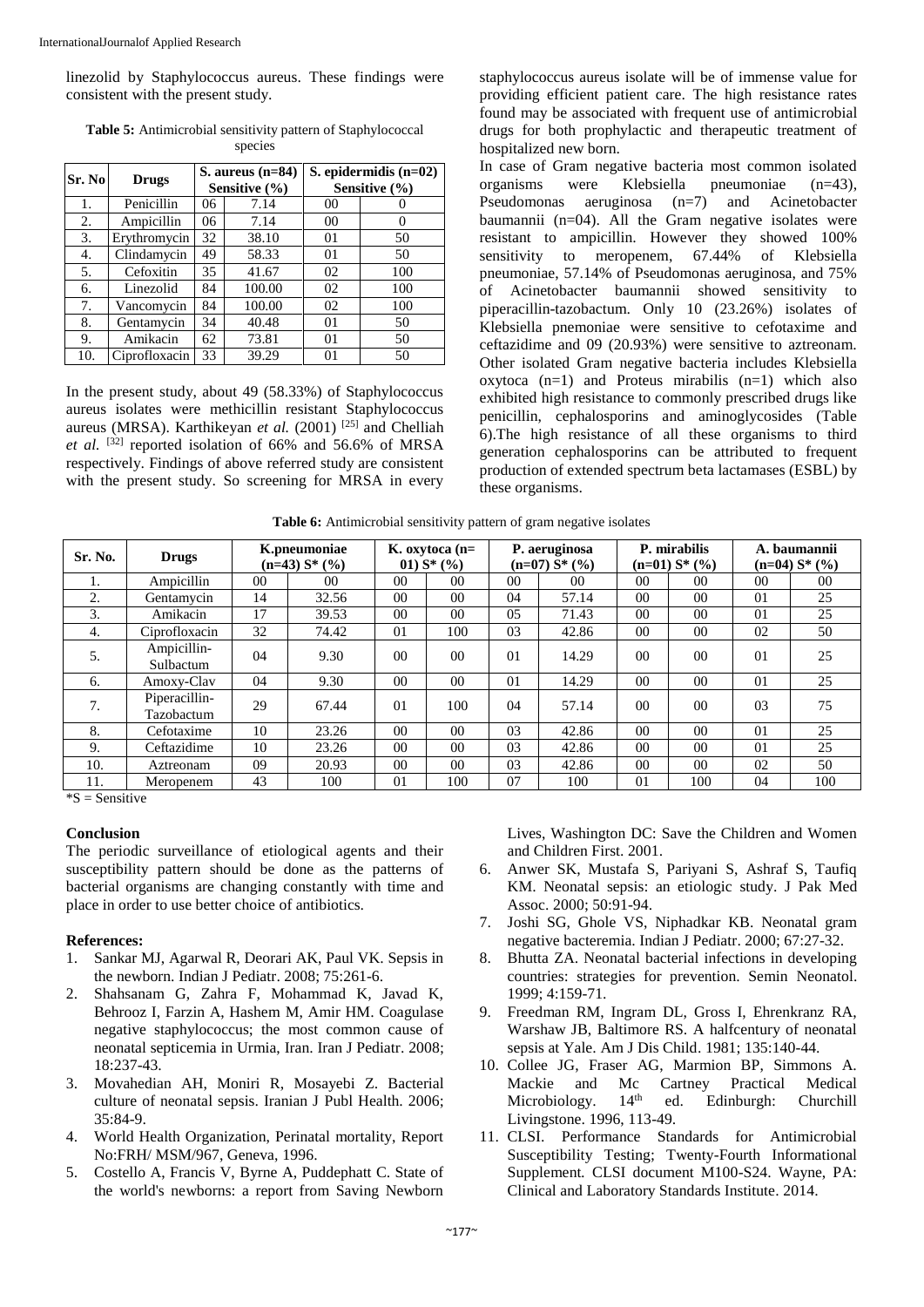linezolid by Staphylococcus aureus. These findings were consistent with the present study.

**Table 5:** Antimicrobial sensitivity pattern of Staphylococcal species

| Sr. No | Drugs | S. aureus (n=84) Sensitive (%) | | S. epidermidis (n=02) Sensitive (%) | |
|---|---|---|---|---|---|
| 1. | Penicillin | 06 | 7.14 | 00 | 0 |
| 2. | Ampicillin | 06 | 7.14 | 00 | 0 |
| 3. | Erythromycin | 32 | 38.10 | 01 | 50 |
| 4. | Clindamycin | 49 | 58.33 | 01 | 50 |
| 5. | Cefoxitin | 35 | 41.67 | 02 | 100 |
| 6. | Linezolid | 84 | 100.00 | 02 | 100 |
| 7. | Vancomycin | 84 | 100.00 | 02 | 100 |
| 8. | Gentamycin | 34 | 40.48 | 01 | 50 |
| 9. | Amikacin | 62 | 73.81 | 01 | 50 |
| 10. | Ciprofloxacin | 33 | 39.29 | 01 | 50 |

In the present study, about 49 (58.33%) of Staphylococcus aureus isolates were methicillin resistant Staphylococcus aureus (MRSA). Karthikeyan *et al.* (2001) [25] and Chelliah *et al.* [32] reported isolation of 66% and 56.6% of MRSA respectively. Findings of above referred study are consistent with the present study. So screening for MRSA in every staphylococcus aureus isolate will be of immense value for providing efficient patient care. The high resistance rates found may be associated with frequent use of antimicrobial drugs for both prophylactic and therapeutic treatment of hospitalized new born.

In case of Gram negative bacteria most common isolated organisms were Klebsiella pneumoniae (n=43), Pseudomonas aeruginosa (n=7) and Acinetobacter baumannii (n=04). All the Gram negative isolates were resistant to ampicillin. However they showed 100% sensitivity to meropenem, 67.44% of Klebsiella pneumoniae, 57.14% of Pseudomonas aeruginosa, and 75% of Acinetobacter baumannii showed sensitivity to piperacillin-tazobactum. Only 10 (23.26%) isolates of Klebsiella pnemoniae were sensitive to cefotaxime and ceftazidime and 09 (20.93%) were sensitive to aztreonam. Other isolated Gram negative bacteria includes Klebsiella oxytoca (n=1) and Proteus mirabilis (n=1) which also exhibited high resistance to commonly prescribed drugs like penicillin, cephalosporins and aminoglycosides (Table 6).The high resistance of all these organisms to third generation cephalosporins can be attributed to frequent production of extended spectrum beta lactamases (ESBL) by these organisms.

**Table 6:** Antimicrobial sensitivity pattern of gram negative isolates

| Sr. No. | Drugs | K.pneumoniae (n=43) S* (%) | | K. oxytoca (n=01) S* (%) | | P. aeruginosa (n=07) S* (%) | | P. mirabilis (n=01) S* (%) | | A. baumannii (n=04) S* (%) | |
|---|---|---|---|---|---|---|---|---|---|---|---|
| 1. | Ampicillin | 00 | 00 | 00 | 00 | 00 | 00 | 00 | 00 | 00 | 00 |
| 2. | Gentamycin | 14 | 32.56 | 00 | 00 | 04 | 57.14 | 00 | 00 | 01 | 25 |
| 3. | Amikacin | 17 | 39.53 | 00 | 00 | 05 | 71.43 | 00 | 00 | 01 | 25 |
| 4. | Ciprofloxacin | 32 | 74.42 | 01 | 100 | 03 | 42.86 | 00 | 00 | 02 | 50 |
| 5. | Ampicillin-Sulbactum | 04 | 9.30 | 00 | 00 | 01 | 14.29 | 00 | 00 | 01 | 25 |
| 6. | Amoxy-Clav | 04 | 9.30 | 00 | 00 | 01 | 14.29 | 00 | 00 | 01 | 25 |
| 7. | Piperacillin-Tazobactum | 29 | 67.44 | 01 | 100 | 04 | 57.14 | 00 | 00 | 03 | 75 |
| 8. | Cefotaxime | 10 | 23.26 | 00 | 00 | 03 | 42.86 | 00 | 00 | 01 | 25 |
| 9. | Ceftazidime | 10 | 23.26 | 00 | 00 | 03 | 42.86 | 00 | 00 | 01 | 25 |
| 10. | Aztreonam | 09 | 20.93 | 00 | 00 | 03 | 42.86 | 00 | 00 | 02 | 50 |
| 11. | Meropenem | 43 | 100 | 01 | 100 | 07 | 100 | 01 | 100 | 04 | 100 |

*S = Sensitive

## Conclusion

The periodic surveillance of etiological agents and their susceptibility pattern should be done as the patterns of bacterial organisms are changing constantly with time and place in order to use better choice of antibiotics.

## References:

1. Sankar MJ, Agarwal R, Deorari AK, Paul VK. Sepsis in the newborn. Indian J Pediatr. 2008; 75:261-6.
2. Shahsanam G, Zahra F, Mohammad K, Javad K, Behrooz I, Farzin A, Hashem M, Amir HM. Coagulase negative staphylococcus; the most common cause of neonatal septicemia in Urmia, Iran. Iran J Pediatr. 2008; 18:237-43.
3. Movahedian AH, Moniri R, Mosayebi Z. Bacterial culture of neonatal sepsis. Iranian J Publ Health. 2006; 35:84-9.
4. World Health Organization, Perinatal mortality, Report No:FRH/ MSM/967, Geneva, 1996.
5. Costello A, Francis V, Byrne A, Puddephatt C. State of the world's newborns: a report from Saving Newborn Lives, Washington DC: Save the Children and Women and Children First. 2001.
6. Anwer SK, Mustafa S, Pariyani S, Ashraf S, Taufiq KM. Neonatal sepsis: an etiologic study. J Pak Med Assoc. 2000; 50:91-94.
7. Joshi SG, Ghole VS, Niphadkar KB. Neonatal gram negative bacteremia. Indian J Pediatr. 2000; 67:27-32.
8. Bhutta ZA. Neonatal bacterial infections in developing countries: strategies for prevention. Semin Neonatol. 1999; 4:159-71.
9. Freedman RM, Ingram DL, Gross I, Ehrenkranz RA, Warshaw JB, Baltimore RS. A halfcentury of neonatal sepsis at Yale. Am J Dis Child. 1981; 135:140-44.
10. Collee JG, Fraser AG, Marmion BP, Simmons A. Mackie and Mc Cartney Practical Medical Microbiology. 14th ed. Edinburgh: Churchill Livingstone. 1996, 113-49.
11. CLSI. Performance Standards for Antimicrobial Susceptibility Testing; Twenty-Fourth Informational Supplement. CLSI document M100-S24. Wayne, PA: Clinical and Laboratory Standards Institute. 2014.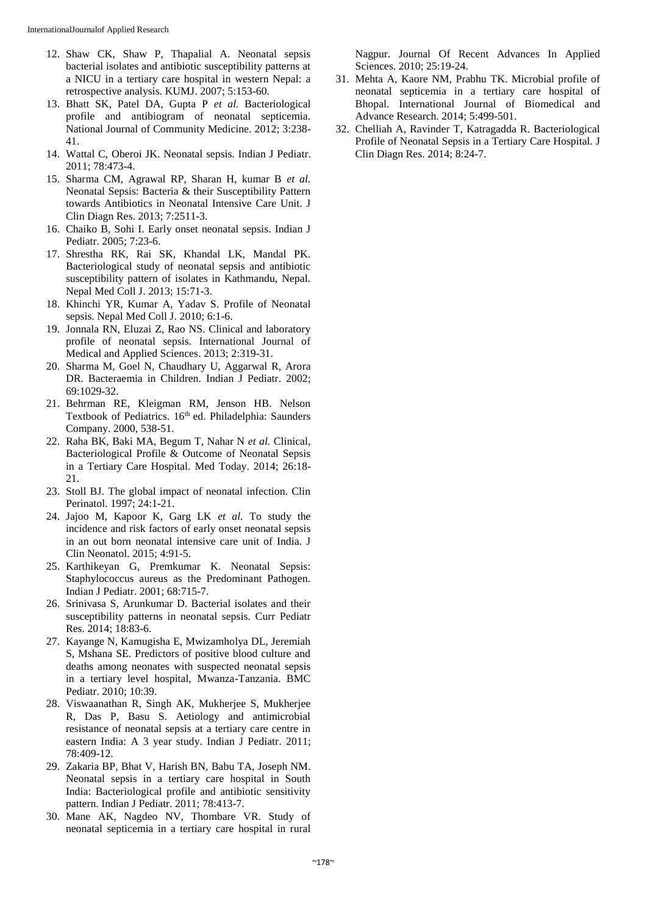12. Shaw CK, Shaw P, Thapalial A. Neonatal sepsis bacterial isolates and antibiotic susceptibility patterns at a NICU in a tertiary care hospital in western Nepal: a retrospective analysis. KUMJ. 2007; 5:153-60.
13. Bhatt SK, Patel DA, Gupta P *et al.* Bacteriological profile and antibiogram of neonatal septicemia. National Journal of Community Medicine. 2012; 3:238-41.
14. Wattal C, Oberoi JK. Neonatal sepsis. Indian J Pediatr. 2011; 78:473-4.
15. Sharma CM, Agrawal RP, Sharan H, kumar B *et al.* Neonatal Sepsis: Bacteria & their Susceptibility Pattern towards Antibiotics in Neonatal Intensive Care Unit. J Clin Diagn Res. 2013; 7:2511-3.
16. Chaiko B, Sohi I. Early onset neonatal sepsis. Indian J Pediatr. 2005; 7:23-6.
17. Shrestha RK, Rai SK, Khandal LK, Mandal PK. Bacteriological study of neonatal sepsis and antibiotic susceptibility pattern of isolates in Kathmandu, Nepal. Nepal Med Coll J. 2013; 15:71-3.
18. Khinchi YR, Kumar A, Yadav S. Profile of Neonatal sepsis. Nepal Med Coll J. 2010; 6:1-6.
19. Jonnala RN, Eluzai Z, Rao NS. Clinical and laboratory profile of neonatal sepsis. International Journal of Medical and Applied Sciences. 2013; 2:319-31.
20. Sharma M, Goel N, Chaudhary U, Aggarwal R, Arora DR. Bacteraemia in Children. Indian J Pediatr. 2002; 69:1029-32.
21. Behrman RE, Kleigman RM, Jenson HB. Nelson Textbook of Pediatrics. 16th ed. Philadelphia: Saunders Company. 2000, 538-51.
22. Raha BK, Baki MA, Begum T, Nahar N *et al.* Clinical, Bacteriological Profile & Outcome of Neonatal Sepsis in a Tertiary Care Hospital. Med Today. 2014; 26:18-21.
23. Stoll BJ. The global impact of neonatal infection. Clin Perinatol. 1997; 24:1-21.
24. Jajoo M, Kapoor K, Garg LK *et al.* To study the incidence and risk factors of early onset neonatal sepsis in an out born neonatal intensive care unit of India. J Clin Neonatol. 2015; 4:91-5.
25. Karthikeyan G, Premkumar K. Neonatal Sepsis: Staphylococcus aureus as the Predominant Pathogen. Indian J Pediatr. 2001; 68:715-7.
26. Srinivasa S, Arunkumar D. Bacterial isolates and their susceptibility patterns in neonatal sepsis. Curr Pediatr Res. 2014; 18:83-6.
27. Kayange N, Kamugisha E, Mwizamholya DL, Jeremiah S, Mshana SE. Predictors of positive blood culture and deaths among neonates with suspected neonatal sepsis in a tertiary level hospital, Mwanza-Tanzania. BMC Pediatr. 2010; 10:39.
28. Viswaanathan R, Singh AK, Mukherjee S, Mukherjee R, Das P, Basu S. Aetiology and antimicrobial resistance of neonatal sepsis at a tertiary care centre in eastern India: A 3 year study. Indian J Pediatr. 2011; 78:409-12.
29. Zakaria BP, Bhat V, Harish BN, Babu TA, Joseph NM. Neonatal sepsis in a tertiary care hospital in South India: Bacteriological profile and antibiotic sensitivity pattern. Indian J Pediatr. 2011; 78:413-7.
30. Mane AK, Nagdeo NV, Thombare VR. Study of neonatal septicemia in a tertiary care hospital in rural Nagpur. Journal Of Recent Advances In Applied Sciences. 2010; 25:19-24.
31. Mehta A, Kaore NM, Prabhu TK. Microbial profile of neonatal septicemia in a tertiary care hospital of Bhopal. International Journal of Biomedical and Advance Research. 2014; 5:499-501.
32. Chelliah A, Ravinder T, Katragadda R. Bacteriological Profile of Neonatal Sepsis in a Tertiary Care Hospital. J Clin Diagn Res. 2014; 8:24-7.